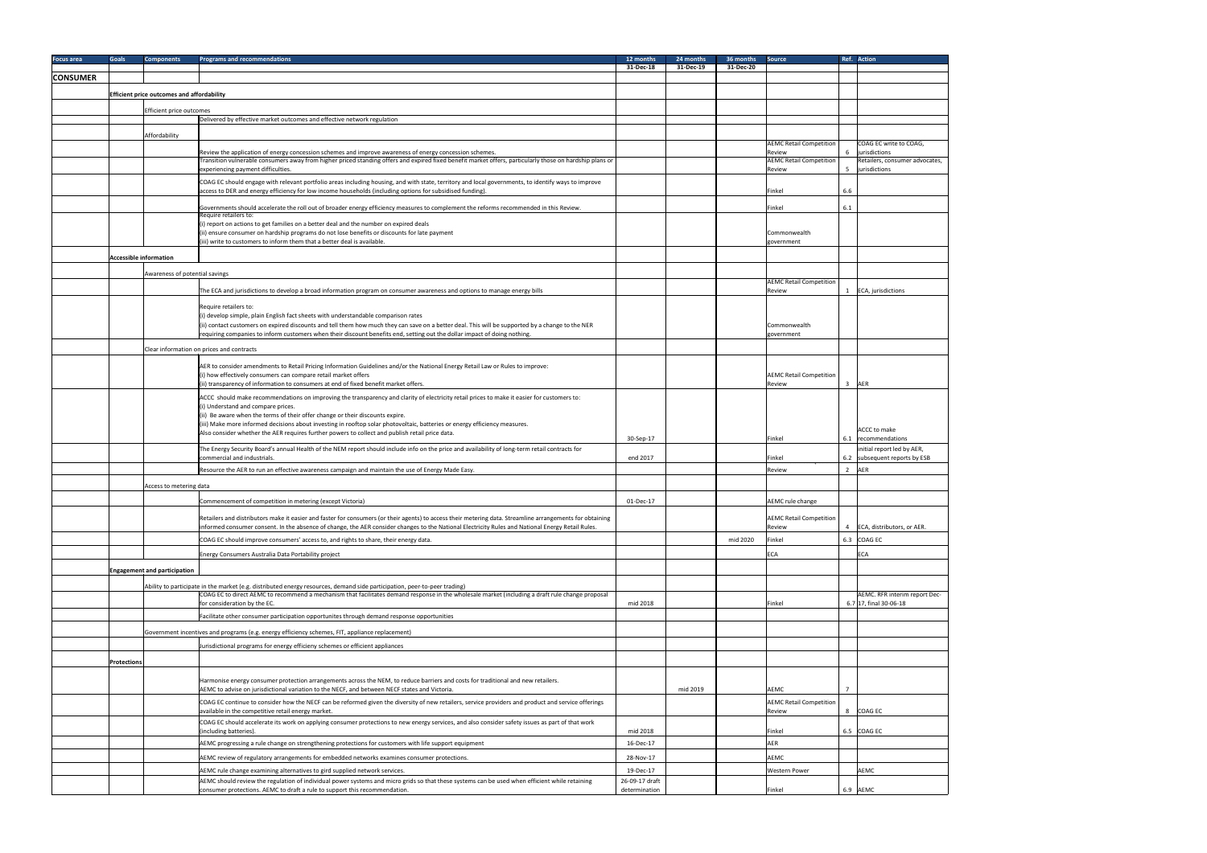| Focus area | Goals | Components | Programs and recommendations | 12 months | 24 months | 36 months | Source | Ref. | Action |
|---|---|---|---|---|---|---|---|---|---|
| | | | | 31-Dec-18 | 31-Dec-19 | 31-Dec-20 | | | |
| **CONSUMER** | | | | | | | | | |
| | **Efficient price outcomes and affordability** | | | | | | | | |
| | | Efficient price outcomes | | | | | | | |
| | | | Delivered by effective market outcomes and effective network regulation | | | | | | |
| | | Affordability | | | | | | | |
| | | | Review the application of energy concession schemes and improve awareness of energy concession schemes. | | | | AEMC Retail Competition Review | 6 | COAG EC write to COAG, jurisdictions |
| | | | Transition vulnerable consumers away from higher priced standing offers and expired fixed benefit market offers, particularly those on hardship plans or experiencing payment difficulties. | | | | AEMC Retail Competition Review | 5 | Retailers, consumer advocates, jurisdictions |
| | | | COAG EC should engage with relevant portfolio areas including housing, and with state, territory and local governments, to identify ways to improve access to DER and energy efficiency for low income households (including options for subsidised funding). | | | | Finkel | 6.6 | |
| | | | Governments should accelerate the roll out of broader energy efficiency measures to complement the reforms recommended in this Review. | | | | Finkel | 6.1 | |
| | | | Require retailers to:<br>(i) report on actions to get families on a better deal and the number on expired deals<br>(ii) ensure consumer on hardship programs do not lose benefits or discounts for late payment<br>(iii) write to customers to inform them that a better deal is available. | | | | Commonwealth government | | |
| | **Accessible information** | | | | | | | | |
| | | Awareness of potential savings | | | | | | | |
| | | | The ECA and jurisdictions to develop a broad information program on consumer awareness and options to manage energy bills | | | | AEMC Retail Competition Review | 1 | ECA, jurisdictions |
| | | | Require retailers to:<br>(i) develop simple, plain English fact sheets with understandable comparison rates<br>(ii) contact customers on expired discounts and tell them how much they can save on a better deal. This will be supported by a change to the NER requiring companies to inform customers when their discount benefits end, setting out the dollar impact of doing nothing. | | | | Commonwealth government | | |
| | | Clear information on prices and contracts | | | | | | | |
| | | | AER to consider amendments to Retail Pricing Information Guidelines and/or the National Energy Retail Law or Rules to improve:<br>(i) how effectively consumers can compare retail market offers<br>(ii) transparency of information to consumers at end of fixed benefit market offers. | | | | AEMC Retail Competition Review | 3 | AER |
| | | | ACCC should make recommendations on improving the transparency and clarity of electricity retail prices to make it easier for customers to:<br>(i) Understand and compare prices.<br>(ii) Be aware when the terms of their offer change or their discounts expire.<br>(iii) Make more informed decisions about investing in rooftop solar photovoltaic, batteries or energy efficiency measures.<br>Also consider whether the AER requires further powers to collect and publish retail price data. | 30-Sep-17 | | | Finkel | 6.1 | ACCC to make recommendations |
| | | | The Energy Security Board's annual Health of the NEM report should include info on the price and availability of long-term retail contracts for commercial and industrials. | end 2017 | | | Finkel | 6.2 | initial report led by AER, subsequent reports by ESB |
| | | | Resource the AER to run an effective awareness campaign and maintain the use of Energy Made Easy. | | | | Review | 2 | AER |
| | | Access to metering data | | | | | | | |
| | | | Commencement of competition in metering (except Victoria) | 01-Dec-17 | | | AEMC rule change | | |
| | | | Retailers and distributors make it easier and faster for consumers (or their agents) to access their metering data. Streamline arrangements for obtaining informed consumer consent. In the absence of change, the AER consider changes to the National Electricity Rules and National Energy Retail Rules. | | | | AEMC Retail Competition Review | 4 | ECA, distributors, or AER. |
| | | | COAG EC should improve consumers' access to, and rights to share, their energy data. | | | mid 2020 | Finkel | 6.3 | COAG EC |
| | | | Energy Consumers Australia Data Portability project | | | | ECA | | ECA |
| | **Engagement and participation** | | | | | | | | |
| | | Ability to participate in the market (e.g. distributed energy resources, demand side participation, peer-to-peer trading) | | | | | | | |
| | | | COAG EC to direct AEMC to recommend a mechanism that facilitates demand response in the wholesale market (including a draft rule change proposal for consideration by the EC. | mid 2018 | | | Finkel | 6.7 | AEMC. RFR interim report Dec-17, final 30-06-18 |
| | | | Facilitate other consumer participation opportunites through demand response opportunities | | | | | | |
| | | Government incentives and programs (e.g. energy efficiency schemes, FIT, appliance replacement) | | | | | | | |
| | | | Jurisdictional programs for energy efficieny schemes or efficient appliances | | | | | | |
| | **Protections** | | | | | | | | |
| | | | Harmonise energy consumer protection arrangements across the NEM, to reduce barriers and costs for traditional and new retailers.<br>AEMC to advise on jurisdictional variation to the NECF, and between NECF states and Victoria. | | mid 2019 | | AEMC | 7 | |
| | | | COAG EC continue to consider how the NECF can be reformed given the diversity of new retailers, service providers and product and service offerings available in the competitive retail energy market. | | | | AEMC Retail Competition Review | 8 | COAG EC |
| | | | COAG EC should accelerate its work on applying consumer protections to new energy services, and also consider safety issues as part of that work (including batteries). | mid 2018 | | | Finkel | 6.5 | COAG EC |
| | | | AEMC progressing a rule change on strengthening protections for customers with life support equipment | 16-Dec-17 | | | AER | | |
| | | | AEMC review of regulatory arrangements for embedded networks examines consumer protections. | 28-Nov-17 | | | AEMC | | |
| | | | AEMC rule change examining alternatives to grid supplied network services. | 19-Dec-17 | | | Western Power | | AEMC |
| | | | AEMC should review the regulation of individual power systems and micro grids so that these systems can be used when efficient while retaining consumer protections. AEMC to draft a rule to support this recommendation. | 26-09-17 draft determination | | | Finkel | 6.9 | AEMC |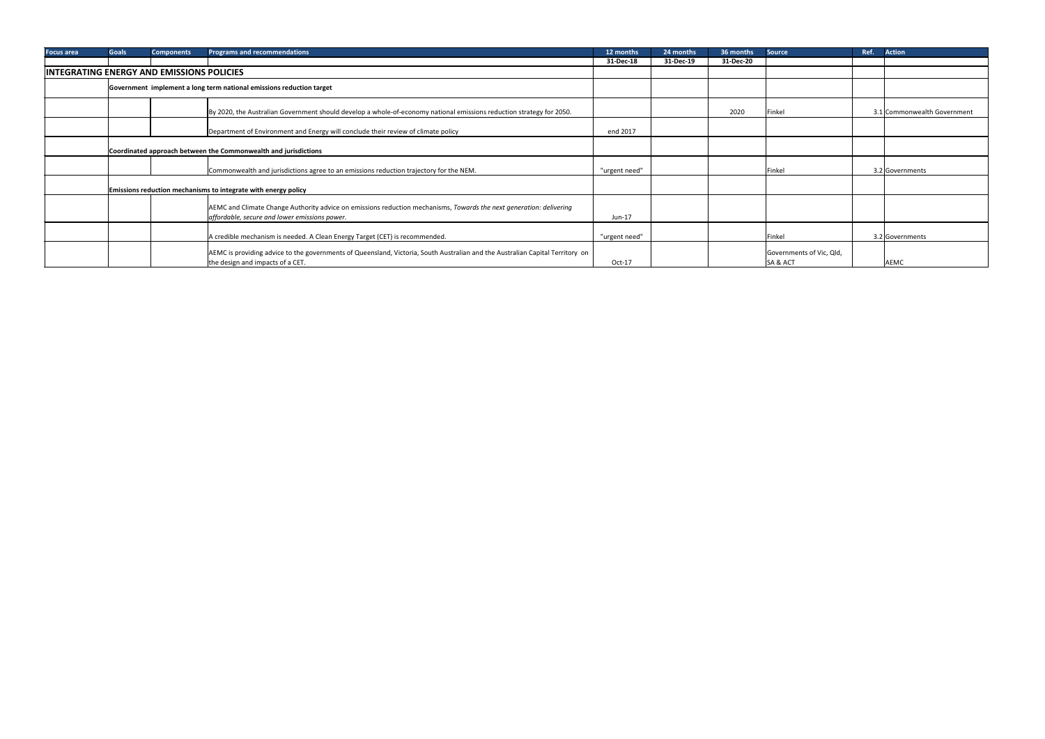| Focus area | Goals | Components | Programs and recommendations | 12 months | 24 months | 36 months | Source | Ref. | Action |
|---|---|---|---|---|---|---|---|---|---|
| | | | | 31-Dec-18 | 31-Dec-19 | 31-Dec-20 | | | |
| **INTEGRATING ENERGY AND EMISSIONS POLICIES** | | | | | | | | | |
| | **Government implement a long term national emissions reduction target** | | | | | | | | |
| | | | By 2020, the Australian Government should develop a whole-of-economy national emissions reduction strategy for 2050. | | | 2020 | Finkel | 3.1 | Commonwealth Government |
| | | | Department of Environment and Energy will conclude their review of climate policy | end 2017 | | | | | |
| | **Coordinated approach between the Commonwealth and jurisdictions** | | | | | | | | |
| | | | Commonwealth and jurisdictions agree to an emissions reduction trajectory for the NEM. | "urgent need" | | | Finkel | 3.2 | Governments |
| | **Emissions reduction mechanisms to integrate with energy policy** | | | | | | | | |
| | | | AEMC and Climate Change Authority advice on emissions reduction mechanisms, *Towards the next generation: delivering affordable, secure and lower emissions power.* | Jun-17 | | | | | |
| | | | A credible mechanism is needed. A Clean Energy Target (CET) is recommended. | "urgent need" | | | Finkel | 3.2 | Governments |
| | | | AEMC is providing advice to the governments of Queensland, Victoria, South Australian and the Australian Capital Territory on the design and impacts of a CET. | Oct-17 | | | Governments of Vic, Qld, SA & ACT | | AEMC |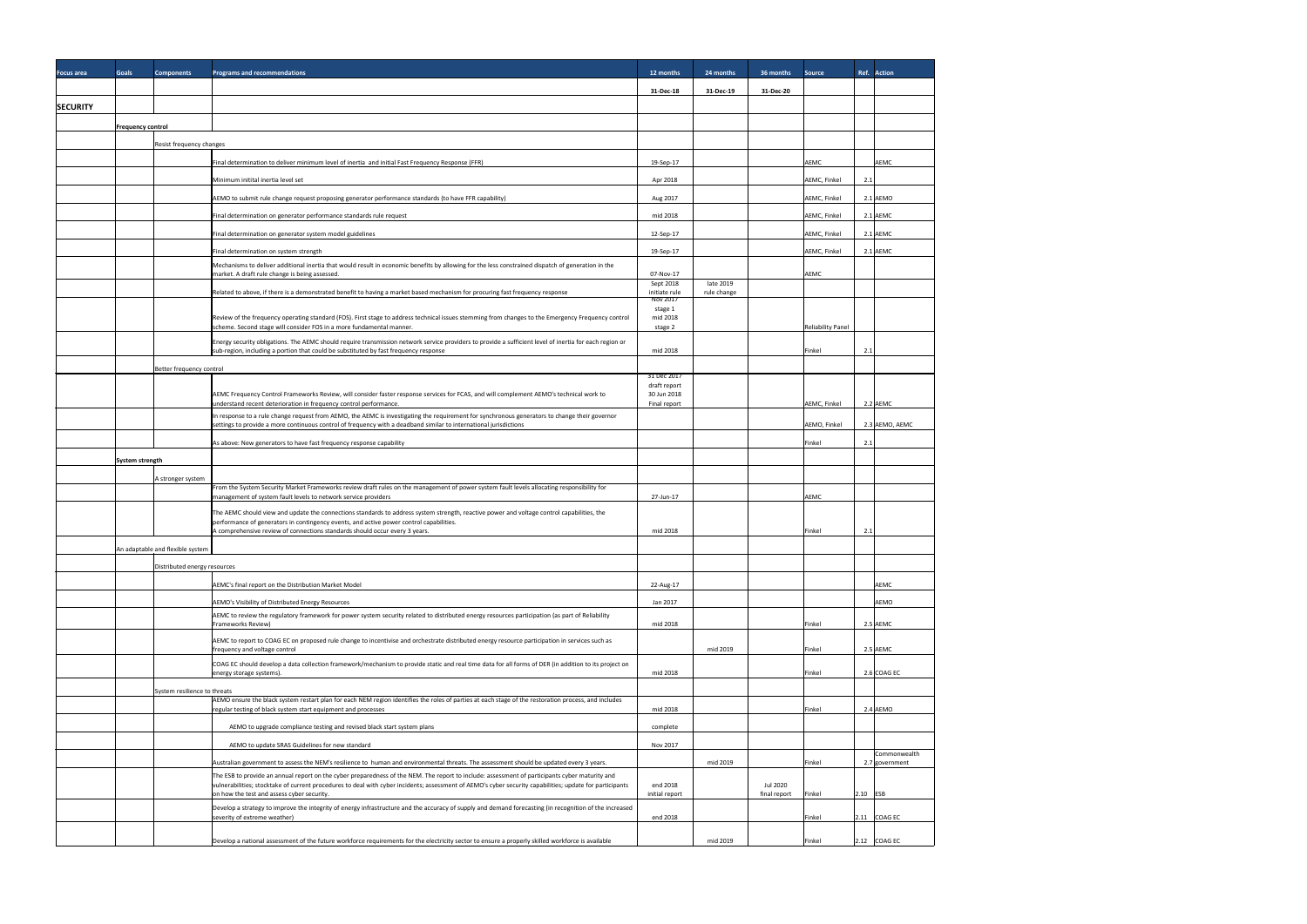| Focus area | Goals | Components | Programs and recommendations | 12 months | 24 months | 36 months | Source | Ref. | Action |
|---|---|---|---|---|---|---|---|---|---|
| | | | | 31-Dec-18 | 31-Dec-19 | 31-Dec-20 | | | |
| **SECURITY** | | | | | | | | | |
| | **Frequency control** | | | | | | | | |
| | | Resist frequency changes | | | | | | | |
| | | | Final determination to deliver minimum level of inertia and initial Fast Frequency Response (FFR) | 19-Sep-17 | | | AEMC | | AEMC |
| | | | Minimum inititial inertia level set | Apr 2018 | | | AEMC, Finkel | 2.1 | |
| | | | AEMO to submit rule change request proposing generator performance standards (to have FFR capability) | Aug 2017 | | | AEMC, Finkel | 2.1 | AEMO |
| | | | Final determination on generator performance standards rule request | mid 2018 | | | AEMC, Finkel | 2.1 | AEMC |
| | | | Final determination on generator system model guidelines | 12-Sep-17 | | | AEMC, Finkel | 2.1 | AEMC |
| | | | Final determination on system strength | 19-Sep-17 | | | AEMC, Finkel | 2.1 | AEMC |
| | | | Mechanisms to deliver additional inertia that would result in economic benefits by allowing for the less constrained dispatch of generation in the market. A draft rule change is being assessed. | 07-Nov-17 | | | AEMC | | |
| | | | Related to above, if there is a demonstrated benefit to having a market based mechanism for procuring fast frequency response | Sept 2018 initiate rule | late 2019 rule change | | | | |
| | | | Review of the frequency operating standard (FOS). First stage to address technical issues stemming from changes to the Emergency Frequency control scheme. Second stage will consider FOS in a more fundamental manner. | Nov 2017 stage 1 mid 2018 stage 2 | | | Reliability Panel | | |
| | | | Energy security obligations. The AEMC should require transmission network service providers to provide a sufficient level of inertia for each region or sub-region, including a portion that could be substituted by fast frequency response | mid 2018 | | | Finkel | 2.1 | |
| | | Better frequency control | | | | | | | |
| | | | AEMC Frequency Control Frameworks Review, will consider faster response services for FCAS, and will complement AEMO's technical work to understand recent deterioration in frequency control performance. | 31 Dec 2017 draft report 30 Jun 2018 Final report | | | AEMC, Finkel | 2.2 | AEMC |
| | | | In response to a rule change request from AEMO, the AEMC is investigating the requirement for synchronous generators to change their governor settings to provide a more continuous control of frequency with a deadband similar to international jurisdictions | | | | AEMO, Finkel | 2.3 | AEMO, AEMC |
| | | | As above: New generators to have fast frequency response capability | | | | Finkel | 2.1 | |
| | **System strength** | | | | | | | | |
| | | A stronger system | | | | | | | |
| | | | From the System Security Market Frameworks review draft rules on the management of power system fault levels allocating responsibility for management of system fault levels to network service providers | 27-Jun-17 | | | AEMC | | |
| | | | The AEMC should view and update the connections standards to address system strength, reactive power and voltage control capabilities, the performance of generators in contingency events, and active power control capabilities. A comprehensive review of connections standards should occur every 3 years. | mid 2018 | | | Finkel | 2.1 | |
| | An adaptable and flexible system | | | | | | | | |
| | | Distributed energy resources | | | | | | | |
| | | | AEMC's final report on the Distribution Market Model | 22-Aug-17 | | | | | AEMC |
| | | | AEMO's Visibility of Distributed Energy Resources | Jan 2017 | | | | | AEMO |
| | | | AEMC to review the regulatory framework for power system security related to distributed energy resources participation (as part of Reliability Frameworks Review) | mid 2018 | | | Finkel | 2.5 | AEMC |
| | | | AEMC to report to COAG EC on proposed rule change to incentivise and orchestrate distributed energy resource participation in services such as frequency and voltage control | | mid 2019 | | Finkel | 2.5 | AEMC |
| | | | COAG EC should develop a data collection framework/mechanism to provide static and real time data for all forms of DER (in addition to its project on energy storage systems). | mid 2018 | | | Finkel | 2.6 | COAG EC |
| | | System resilience to threats | | | | | | | |
| | | | AEMO ensure the black system restart plan for each NEM region identifies the roles of parties at each stage of the restoration process, and includes regular testing of black system start equipment and processes | mid 2018 | | | Finkel | 2.4 | AEMO |
| | | | AEMO to upgrade compliance testing and revised black start system plans | complete | | | | | |
| | | | AEMO to update SRAS Guidelines for new standard | Nov 2017 | | | | | |
| | | | Australian government to assess the NEM's resilience to human and environmental threats. The assessment should be updated every 3 years. | | mid 2019 | | Finkel | 2.7 | Commonwealth government |
| | | | The ESB to provide an annual report on the cyber preparedness of the NEM. The report to include: assessment of participants cyber maturity and vulnerabilities; stocktake of current procedures to deal with cyber incidents; assessment of AEMO's cyber security capabilities; update for participants on how the test and assess cyber security. | end 2018 initial report | | Jul 2020 final report | Finkel | 2.10 | ESB |
| | | | Develop a strategy to improve the integrity of energy infrastructure and the accuracy of supply and demand forecasting (in recognition of the increased severity of extreme weather) | end 2018 | | | Finkel | 2.11 | COAG EC |
| | | | Develop a national assessment of the future workforce requirements for the electricity sector to ensure a properly skilled workforce is available | | mid 2019 | | Finkel | 2.12 | COAG EC |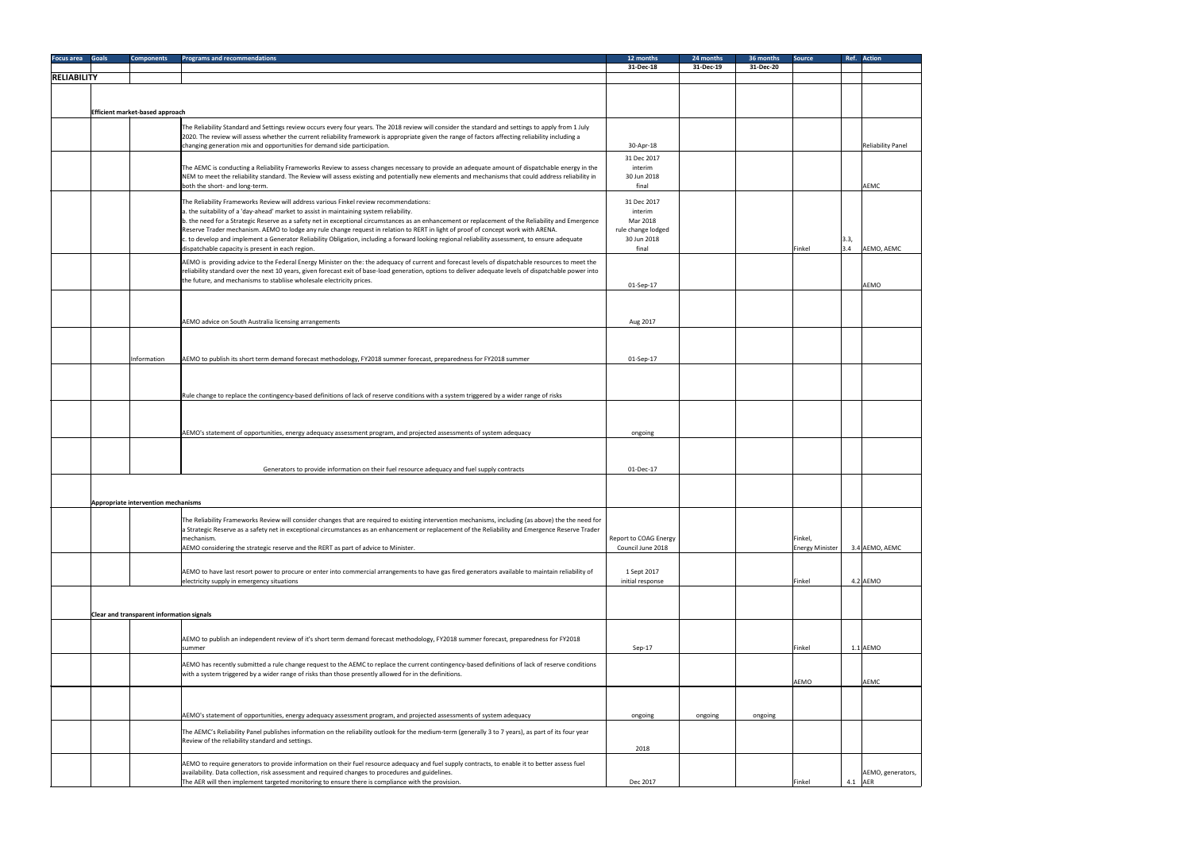| Focus area | Goals | Components | Programs and recommendations | 12 months | 24 months | 36 months | Source | Ref. | Action |
|---|---|---|---|---|---|---|---|---|---|
| | | | | 31-Dec-18 | 31-Dec-19 | 31-Dec-20 | | | |
| **RELIABILITY** | | | | | | | | | |
| | **Efficient market-based approach** | | | | | | | | |
| | | | The Reliability Standard and Settings review occurs every four years. The 2018 review will consider the standard and settings to apply from 1 July 2020. The review will assess whether the current reliability framework is appropriate given the range of factors affecting reliability including a changing generation mix and opportunities for demand side participation. | 30-Apr-18 | | | | | Reliability Panel |
| | | | The AEMC is conducting a Reliability Frameworks Review to assess changes necessary to provide an adequate amount of dispatchable energy in the NEM to meet the reliability standard. The Review will assess existing and potentially new elements and mechanisms that could address reliability in both the short- and long-term. | 31 Dec 2017 interim 30 Jun 2018 final | | | | | AEMC |
| | | | The Reliability Frameworks Review will address various Finkel review recommendations:<br>a. the suitability of a 'day-ahead' market to assist in maintaining system reliability.<br>b. the need for a Strategic Reserve as a safety net in exceptional circumstances as an enhancement or replacement of the Reliability and Emergence Reserve Trader mechanism. AEMO to lodge any rule change request in relation to RERT in light of proof of concept work with ARENA.<br>c. to develop and implement a Generator Reliability Obligation, including a forward looking regional reliability assessment, to ensure adequate dispatchable capacity is present in each region. | 31 Dec 2017 interim Mar 2018 rule change lodged 30 Jun 2018 final | | | Finkel | 3.3, 3.4 | AEMO, AEMC |
| | | | AEMO is providing advice to the Federal Energy Minister on the: the adequacy of current and forecast levels of dispatchable resources to meet the reliability standard over the next 10 years, given forecast exit of base-load generation, options to deliver adequate levels of dispatchable power into the future, and mechanisms to stabliise wholesale electricity prices. | 01-Sep-17 | | | | | AEMO |
| | | | AEMO advice on South Australia licensing arrangements | Aug 2017 | | | | | |
| | | Information | AEMO to publish its short term demand forecast methodology, FY2018 summer forecast, preparedness for FY2018 summer | 01-Sep-17 | | | | | |
| | | | Rule change to replace the contingency-based definitions of lack of reserve conditions with a system triggered by a wider range of risks | | | | | | |
| | | | AEMO's statement of opportunities, energy adequacy assessment program, and projected assessments of system adequacy | ongoing | | | | | |
| | | | Generators to provide information on their fuel resource adequacy and fuel supply contracts | 01-Dec-17 | | | | | |
| | **Appropriate intervention mechanisms** | | | | | | | | |
| | | | The Reliability Frameworks Review will consider changes that are required to existing intervention mechanisms, including (as above) the the need for a Strategic Reserve as a safety net in exceptional circumstances as an enhancement or replacement of the Reliability and Emergence Reserve Trader mechanism.<br>AEMO considering the strategic reserve and the RERT as part of advice to Minister. | Report to COAG Energy Council June 2018 | | | Finkel, Energy Minister | 3.4 | AEMO, AEMC |
| | | | AEMO to have last resort power to procure or enter into commercial arrangements to have gas fired generators available to maintain reliability of electricity supply in emergency situations | 1 Sept 2017 initial response | | | Finkel | 4.2 | AEMO |
| | **Clear and transparent information signals** | | | | | | | | |
| | | | AEMO to publish an independent review of it's short term demand forecast methodology, FY2018 summer forecast, preparedness for FY2018 summer | Sep-17 | | | Finkel | 1.1 | AEMO |
| | | | AEMO has recently submitted a rule change request to the AEMC to replace the current contingency-based definitions of lack of reserve conditions with a system triggered by a wider range of risks than those presently allowed for in the definitions. | | | | AEMO | | AEMC |
| | | | AEMO's statement of opportunities, energy adequacy assessment program, and projected assessments of system adequacy | ongoing | ongoing | ongoing | | | |
| | | | The AEMC's Reliability Panel publishes information on the reliability outlook for the medium-term (generally 3 to 7 years), as part of its four year Review of the reliability standard and settings. | 2018 | | | | | |
| | | | AEMO to require generators to provide information on their fuel resource adequacy and fuel supply contracts, to enable it to better assess fuel availability. Data collection, risk assessment and required changes to procedures and guidelines.<br>The AER will then implement targeted monitoring to ensure there is compliance with the provision. | Dec 2017 | | | Finkel | 4.1 | AEMO, generators, AER |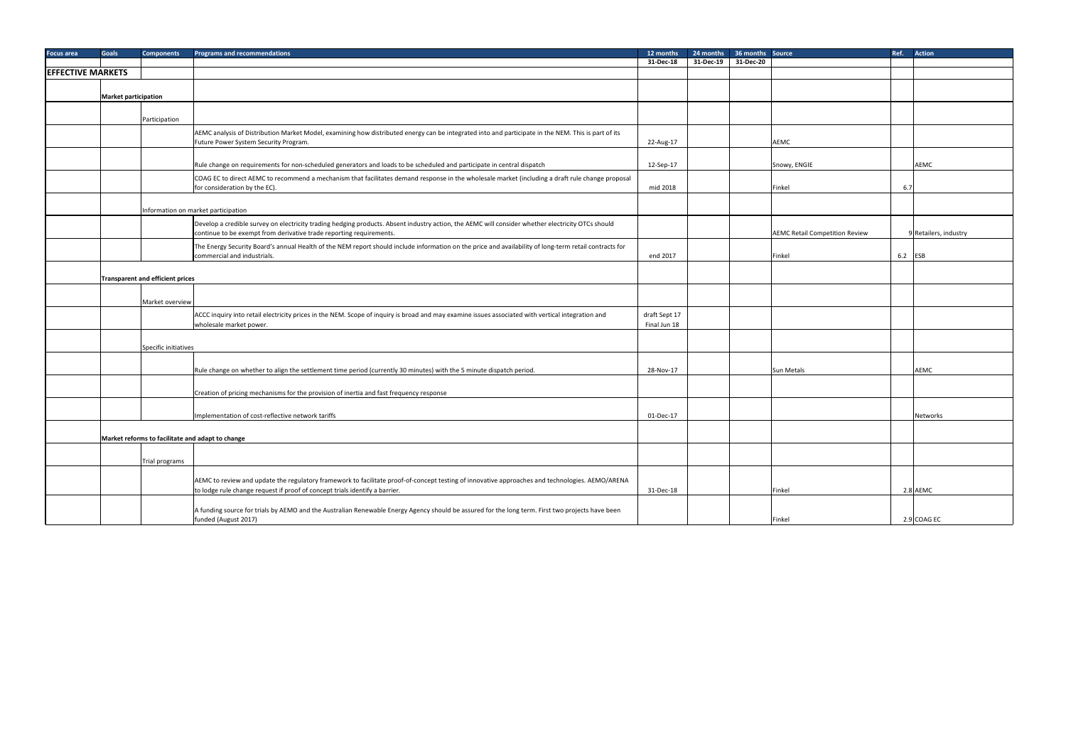| Focus area | Goals | Components | Programs and recommendations | 12 months | 24 months | 36 months | Source | Ref. | Action |
|---|---|---|---|---|---|---|---|---|---|
| | | | | 31-Dec-18 | 31-Dec-19 | 31-Dec-20 | | | |
| **EFFECTIVE MARKETS** | | | | | | | | | |
| | **Market participation** | | | | | | | | |
| | | Participation | | | | | | | |
| | | | AEMC analysis of Distribution Market Model, examining how distributed energy can be integrated into and participate in the NEM. This is part of its Future Power System Security Program. | 22-Aug-17 | | | AEMC | | |
| | | | Rule change on requirements for non-scheduled generators and loads to be scheduled and participate in central dispatch | 12-Sep-17 | | | Snowy, ENGIE | | AEMC |
| | | | COAG EC to direct AEMC to recommend a mechanism that facilitates demand response in the wholesale market (including a draft rule change proposal for consideration by the EC). | mid 2018 | | | Finkel | 6.7 | |
| | | Information on market participation | | | | | | | |
| | | | Develop a credible survey on electricity trading hedging products. Absent industry action, the AEMC will consider whether electricity OTCs should continue to be exempt from derivative trade reporting requirements. | | | | AEMC Retail Competition Review | 9 | Retailers, industry |
| | | | The Energy Security Board's annual Health of the NEM report should include information on the price and availability of long-term retail contracts for commercial and industrials. | end 2017 | | | Finkel | 6.2 | ESB |
| | **Transparent and efficient prices** | | | | | | | | |
| | | Market overview | | | | | | | |
| | | | ACCC inquiry into retail electricity prices in the NEM. Scope of inquiry is broad and may examine issues associated with vertical integration and wholesale market power. | draft Sept 17 Final Jun 18 | | | | | |
| | | Specific initiatives | | | | | | | |
| | | | Rule change on whether to align the settlement time period (currently 30 minutes) with the 5 minute dispatch period. | 28-Nov-17 | | | Sun Metals | | AEMC |
| | | | Creation of pricing mechanisms for the provision of inertia and fast frequency response | | | | | | |
| | | | Implementation of cost-reflective network tariffs | 01-Dec-17 | | | | | Networks |
| | **Market reforms to facilitate and adapt to change** | | | | | | | | |
| | | Trial programs | | | | | | | |
| | | | AEMC to review and update the regulatory framework to facilitate proof-of-concept testing of innovative approaches and technologies. AEMO/ARENA to lodge rule change request if proof of concept trials identify a barrier. | 31-Dec-18 | | | Finkel | 2.8 | AEMC |
| | | | A funding source for trials by AEMO and the Australian Renewable Energy Agency should be assured for the long term. First two projects have been funded (August 2017) | | | | Finkel | 2.9 | COAG EC |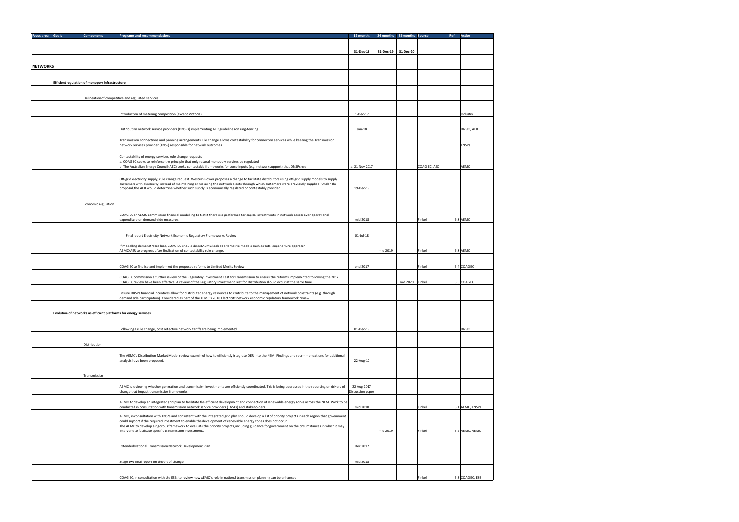| Focus area | Goals | Components | Programs and recommendations | 12 months | 24 months | 36 months | Source | Ref. | Action |
|---|---|---|---|---|---|---|---|---|---|
| | | | | 31-Dec-18 | 31-Dec-19 | 31-Dec-20 | | | |
| **NETWORKS** | | | | | | | | | |
| | **Efficient regulation of monopoly infrastructure** | | | | | | | | |
| | | Delineation of competitive and regulated services | | | | | | | |
| | | | Introduction of metering competition (except Victoria). | 1-Dec-17 | | | | | Industry |
| | | | Distribution network service providers (DNSPs) implementing AER guidelines on ring-fencing | Jan-18 | | | | | DNSPs, AER |
| | | | Transmission connections and planning arrangements rule change allows contestability for connection services while keeping the Transmission network services provider (TNSP) responsible for network outcomes | | | | | | TNSPs |
| | | | Contestability of energy services, rule change requests:<br>a. COAG EC seeks to reinforce the principle that only natural monopoly services be regulated<br>b. The Australian Energy Council (AEC) seeks contestable frameworks for some inputs (e.g. network support) that DNSPs use | a. 21 Nov 2017 | | | COAG EC, AEC | | AEMC |
| | | | Off-grid electricity supply, rule change request. Western Power proposes a change to facilitate distributors using off-grid supply models to supply customers with electricity, instead of maintaining or replacing the network assets through which customers were previously supplied. Under the proposal, the AER would determine whether such supply is economically regulated or contestably provided. | 19-Dec-17 | | | | | |
| | | Economic regulation | | | | | | | |
| | | | COAG EC or AEMC commission financial modelling to test if there is a preference for capital investments in network assets over operational expenditure on demand-side measures. | mid 2018 | | | Finkel | 6.8 | AEMC |
| | | | Final report Electricity Network Economic Regulatory Frameworks Review | 01-Jul-18 | | | | | |
| | | | If modelling demonstrates bias, COAG EC should direct AEMC look at alternative models such as total expenditure approach.<br>AEMC/AER to progress after finalisation of contestability rule change. | | mid 2019 | | Finkel | 6.8 | AEMC |
| | | | COAG EC to finalise and implement the proposed reforms to Limited Merits Review | end 2017 | | | Finkel | 5.4 | COAG EC |
| | | | COAG EC commission a further review of the Regulatory Investment Test for Transmission to ensure the reforms implemented following the 2017 COAG EC review have been effective. A review of the Regulatory Investment Test for Distribution should occur at the same time. | | | mid 2020 | Finkel | 5.5 | COAG EC |
| | | | Ensure DNSPs financial incentives allow for distributed energy resources to contribute to the management of network constraints (e.g. through demand side participation). Considered as part of the AEMC's 2018 Electricity network economic regulatory framework review. | | | | | | |
| | **Evolution of networks as efficient platforms for energy services** | | | | | | | | |
| | | | Following a rule change, cost reflective network tariffs are being implemented. | 01-Dec-17 | | | | | DNSPs |
| | | Distribution | | | | | | | |
| | | | The AEMC's Distribution Market Model review examined how to efficiently integrate DER into the NEM. Findings and recommendations for additional analysis have been proposed. | 22-Aug-17 | | | | | |
| | | Transmission | | | | | | | |
| | | | AEMC is reviewing whether generation and transmission investments are efficiently coordinated. This is being addressed in the reporting on drivers of change that impact transmission frameworks. | 22 Aug 2017 Discussion paper | | | | | |
| | | | AEMO to develop an integrated grid plan to facilitate the efficient development and connection of renewable energy zones across the NEM. Work to be conducted in consultation with transmission network service providers (TNSPs) and stakeholders. | mid 2018 | | | Finkel | 5.1 | AEMO, TNSPs |
| | | | AEMO, in consultation with TNSPs and consistent with the integrated grid plan should develop a list of priority projects in each region that government could support if the required investment to enable the development of renewable energy zones does not occur.<br>The AEMC to develop a rigorous framework to evaluate the priority projects, including guidance for government on the circumstances in which it may intervene to facilitate specific transmission investments. | | mid 2019 | | Finkel | 5.2 | AEMO, AEMC |
| | | | Extended National Transmission Network Development Plan | Dec 2017 | | | | | |
| | | | Stage two final report on drivers of change | mid 2018 | | | | | |
| | | | COAG EC, in consultation with the ESB, to review how AEMO's role in national transmission planning can be enhanced | | | | Finkel | 5.3 | COAG EC, ESB |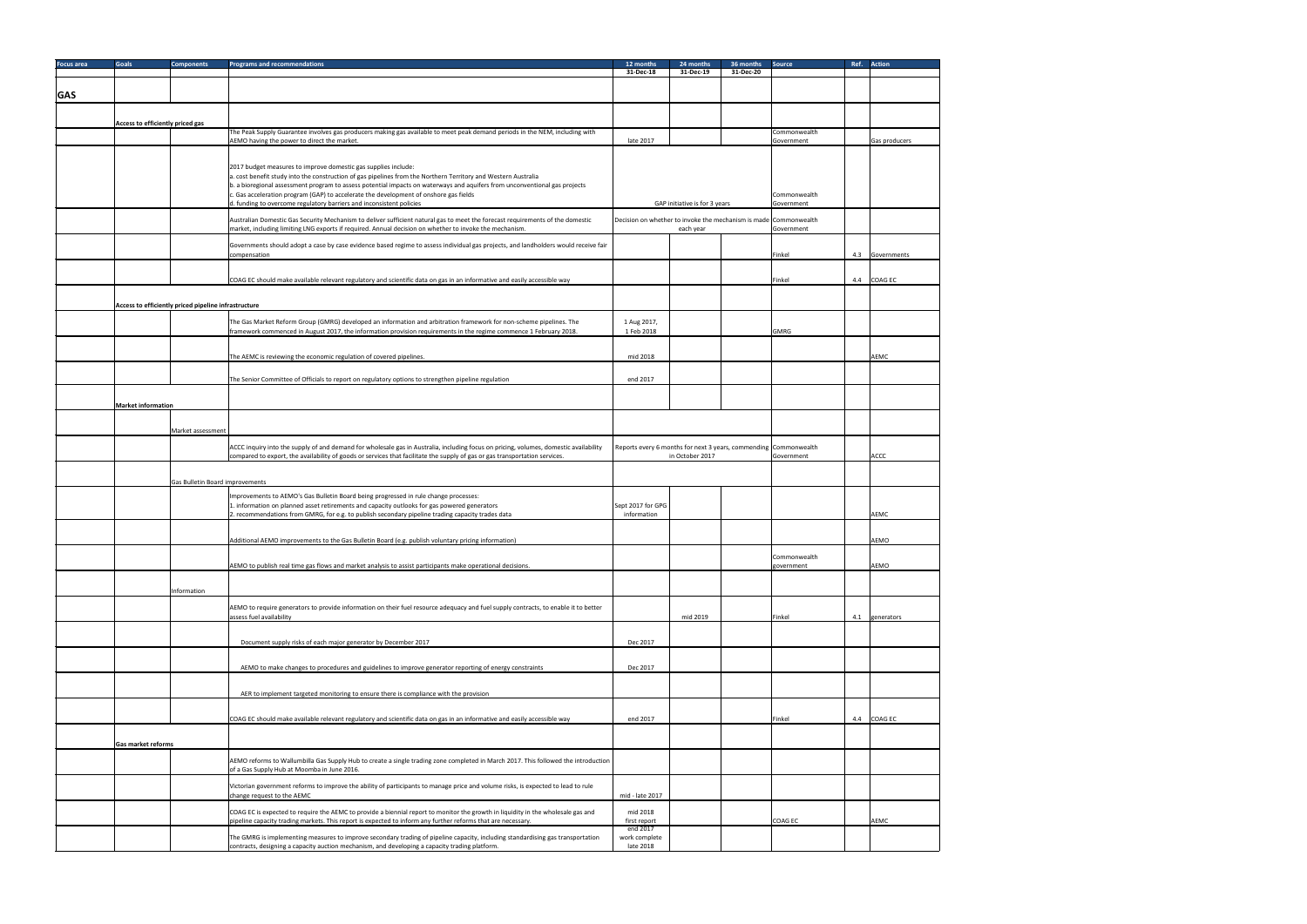| Focus area | Goals | Components | Programs and recommendations | 12 months | 24 months | 36 months | Source | Ref. | Action |
|---|---|---|---|---|---|---|---|---|---|
| | | | | 31-Dec-18 | 31-Dec-19 | 31-Dec-20 | | | |
| **GAS** | | | | | | | | | |
| | **Access to efficiently priced gas** | | | | | | | | |
| | | | The Peak Supply Guarantee involves gas producers making gas available to meet peak demand periods in the NEM, including with AEMO having the power to direct the market. | late 2017 | | | Commonwealth Government | | Gas producers |
| | | | 2017 budget measures to improve domestic gas supplies include:<br>a. cost benefit study into the construction of gas pipelines from the Northern Territory and Western Australia<br>b. a bioregional assessment program to assess potential impacts on waterways and aquifers from unconventional gas projects<br>c. Gas acceleration program (GAP) to accelerate the development of onshore gas fields<br>d. funding to overcome regulatory barriers and inconsistent policies | GAP initiative is for 3 years | | | Commonwealth Government | | |
| | | | Australian Domestic Gas Security Mechanism to deliver sufficient natural gas to meet the forecast requirements of the domestic market, including limiting LNG exports if required. Annual decision on whether to invoke the mechanism. | Decision on whether to invoke the mechanism is made each year | | | Commonwealth Government | | |
| | | | Governments should adopt a case by case evidence based regime to assess individual gas projects, and landholders would receive fair compensation | | | | Finkel | 4.3 | Governments |
| | | | COAG EC should make available relevant regulatory and scientific data on gas in an informative and easily accessible way | | | | Finkel | 4.4 | COAG EC |
| | **Access to efficiently priced pipeline infrastructure** | | | | | | | | |
| | | | The Gas Market Reform Group (GMRG) developed an information and arbitration framework for non-scheme pipelines. The framework commenced in August 2017, the information provision requirements in the regime commence 1 February 2018. | 1 Aug 2017, 1 Feb 2018 | | | GMRG | | |
| | | | The AEMC is reviewing the economic regulation of covered pipelines. | mid 2018 | | | | | AEMC |
| | | | The Senior Committee of Officials to report on regulatory options to strengthen pipeline regulation | end 2017 | | | | | |
| | **Market information** | | | | | | | | |
| | | Market assessment | | | | | | | |
| | | | ACCC inquiry into the supply of and demand for wholesale gas in Australia, including focus on pricing, volumes, domestic availability compared to export, the availability of goods or services that facilitate the supply of gas or gas transportation services. | Reports every 6 months for next 3 years, commencing in October 2017 | | | Commonwealth Government | | ACCC |
| | | Gas Bulletin Board improvements | | | | | | | |
| | | | Improvements to AEMO's Gas Bulletin Board being progressed in rule change processes:<br>1. information on planned asset retirements and capacity outlooks for gas powered generators<br>2. recommendations from GMRG, for e.g. to publish secondary pipeline trading capacity trades data | Sept 2017 for GPG information | | | | | AEMC |
| | | | Additional AEMO improvements to the Gas Bulletin Board (e.g. publish voluntary pricing information) | | | | | | AEMO |
| | | | AEMO to publish real time gas flows and market analysis to assist participants make operational decisions. | | | | Commonwealth government | | AEMO |
| | | Information | | | | | | | |
| | | | AEMO to require generators to provide information on their fuel resource adequacy and fuel supply contracts, to enable it to better assess fuel availability | | mid 2019 | | Finkel | 4.1 | generators |
| | | | Document supply risks of each major generator by December 2017 | Dec 2017 | | | | | |
| | | | AEMO to make changes to procedures and guidelines to improve generator reporting of energy constraints | Dec 2017 | | | | | |
| | | | AER to implement targeted monitoring to ensure there is compliance with the provision | | | | | | |
| | | | COAG EC should make available relevant regulatory and scientific data on gas in an informative and easily accessible way | end 2017 | | | Finkel | 4.4 | COAG EC |
| | **Gas market reforms** | | | | | | | | |
| | | | AEMO reforms to Wallumbilla Gas Supply Hub to create a single trading zone completed in March 2017. This followed the introduction of a Gas Supply Hub at Moomba in June 2016. | | | | | | |
| | | | Victorian government reforms to improve the ability of participants to manage price and volume risks, is expected to lead to rule change request to the AEMC | mid - late 2017 | | | | | |
| | | | COAG EC is expected to require the AEMC to provide a biennial report to monitor the growth in liquidity in the wholesale gas and pipeline capacity trading markets. This report is expected to inform any further reforms that are necessary. | mid 2018 first report | | | COAG EC | | AEMC |
| | | | The GMRG is implementing measures to improve secondary trading of pipeline capacity, including standardising gas transportation contracts, designing a capacity auction mechanism, and developing a capacity trading platform. | end 2017 work complete late 2018 | | | | | |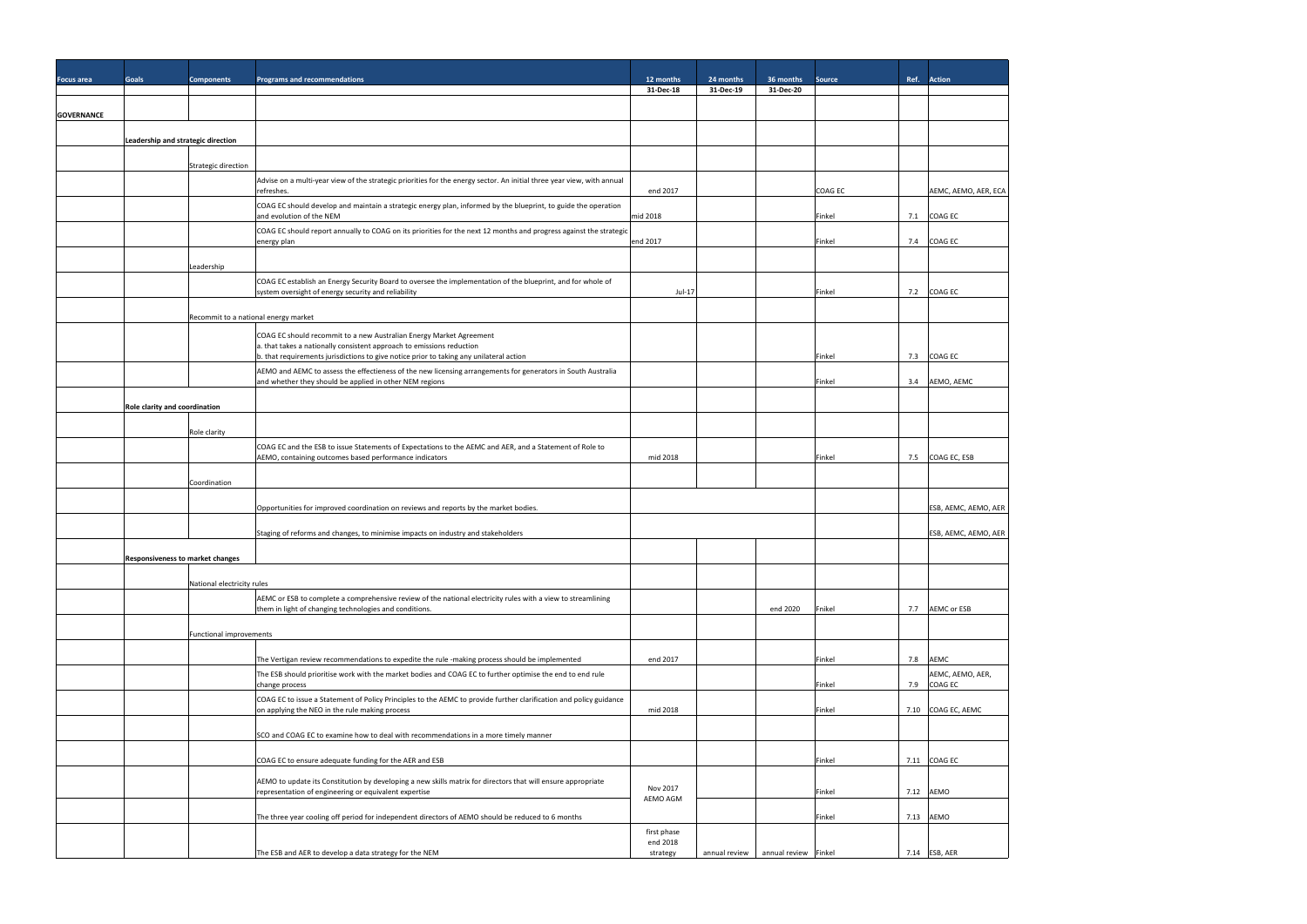| Focus area | Goals | Components | Programs and recommendations | 12 months | 24 months | 36 months | Source | Ref. | Action |
|---|---|---|---|---|---|---|---|---|---|
| | | | | 31-Dec-18 | 31-Dec-19 | 31-Dec-20 | | | |
| GOVERNANCE | | | | | | | | | |
| | Leadership and strategic direction | | | | | | | | |
| | | Strategic direction | | | | | | | |
| | | | Advise on a multi-year view of the strategic priorities for the energy sector. An initial three year view, with annual refreshes. | end 2017 | | | COAG EC | | AEMC, AEMO, AER, ECA |
| | | | COAG EC should develop and maintain a strategic energy plan, informed by the blueprint, to guide the operation and evolution of the NEM | mid 2018 | | | Finkel | 7.1 | COAG EC |
| | | | COAG EC should report annually to COAG on its priorities for the next 12 months and progress against the strategic energy plan | end 2017 | | | Finkel | 7.4 | COAG EC |
| | | Leadership | | | | | | | |
| | | | COAG EC establish an Energy Security Board to oversee the implementation of the blueprint, and for whole of system oversight of energy security and reliability | Jul-17 | | | Finkel | 7.2 | COAG EC |
| | | Recommit to a national energy market | | | | | | | |
| | | | COAG EC should recommit to a new Australian Energy Market Agreement<br>a. that takes a nationally consistent approach to emissions reduction<br>b. that requirements jurisdictions to give notice prior to taking any unilateral action | | | | Finkel | 7.3 | COAG EC |
| | | | AEMO and AEMC to assess the effectieness of the new licensing arrangements for generators in South Australia and whether they should be applied in other NEM regions | | | | Finkel | 3.4 | AEMO, AEMC |
| | Role clarity and coordination | | | | | | | | |
| | | Role clarity | | | | | | | |
| | | | COAG EC and the ESB to issue Statements of Expectations to the AEMC and AER, and a Statement of Role to AEMO, containing outcomes based performance indicators | mid 2018 | | | Finkel | 7.5 | COAG EC, ESB |
| | | Coordination | | | | | | | |
| | | | Opportunities for improved coordination on reviews and reports by the market bodies. | | | | | | ESB, AEMC, AEMO, AER |
| | | | Staging of reforms and changes, to minimise impacts on industry and stakeholders | | | | | | ESB, AEMC, AEMO, AER |
| | Responsiveness to market changes | | | | | | | | |
| | | National electricity rules | | | | | | | |
| | | | AEMC or ESB to complete a comprehensive review of the national electricity rules with a view to streamlining them in light of changing technologies and conditions. | | | end 2020 | Fnikel | 7.7 | AEMC or ESB |
| | | Functional improvements | | | | | | | |
| | | | The Vertigan review recommendations to expedite the rule -making process should be implemented | end 2017 | | | Finkel | 7.8 | AEMC |
| | | | The ESB should prioritise work with the market bodies and COAG EC to further optimise the end to end rule change process | | | | Finkel | 7.9 | AEMC, AEMO, AER, COAG EC |
| | | | COAG EC to issue a Statement of Policy Principles to the AEMC to provide further clarification and policy guidance on applying the NEO in the rule making process | mid 2018 | | | Finkel | 7.10 | COAG EC, AEMC |
| | | | SCO and COAG EC to examine how to deal with recommendations in a more timely manner | | | | | | |
| | | | COAG EC to ensure adequate funding for the AER and ESB | | | | Finkel | 7.11 | COAG EC |
| | | | AEMO to update its Constitution by developing a new skills matrix for directors that will ensure appropriate representation of engineering or equivalent expertise | Nov 2017 AEMO AGM | | | Finkel | 7.12 | AEMO |
| | | | The three year cooling off period for independent directors of AEMO should be reduced to 6 months | | | | Finkel | 7.13 | AEMO |
| | | | The ESB and AER to develop a data strategy for the NEM | first phase end 2018 strategy | annual review | annual review | Finkel | 7.14 | ESB, AER |